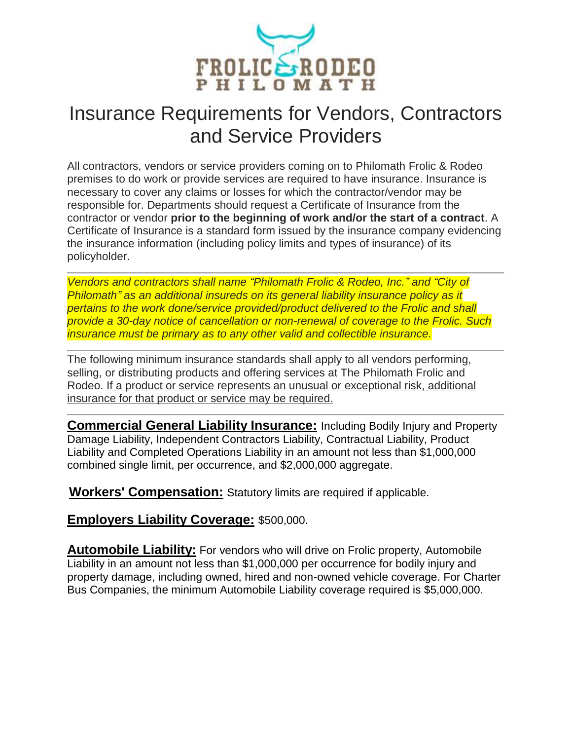# Insurance Requirements for Vendors, Contractors and Service Providers

All contractors, vendors or service providers coming on to Philomath Frolic & Rodeo premises to do work or provide services are required to have insurance. Insurance is necessary to cover any claims or losses for which the contractor/vendor may be responsible for. Departments should request a Certificate of Insurance from the contractor or vendor **prior to the beginning of work and/or the start of a contract**. A Certificate of Insurance is a standard form issued by the insurance company evidencing the insurance information (including policy limits and types of insurance) of its policyholder.

---

*Vendors and contractors shall name "Philomath Frolic & Rodeo, Inc." and "City of Philomath" as an additional insureds on its general liability insurance policy as it pertains to the work done/service provided/product delivered to the Frolic and shall provide a 30-day notice of cancellation or non-renewal of coverage to the Frolic. Such insurance must be primary as to any other valid and collectible insurance.*

---

The following minimum insurance standards shall apply to all vendors performing, selling, or distributing products and offering services at The Philomath Frolic and Rodeo. If a product or service represents an unusual or exceptional risk, additional insurance for that product or service may be required.

---

**Commercial General Liability Insurance:** Including Bodily Injury and Property Damage Liability, Independent Contractors Liability, Contractual Liability, Product Liability and Completed Operations Liability in an amount not less than $1,000,000 combined single limit, per occurrence, and $2,000,000 aggregate.

**Workers' Compensation:** Statutory limits are required if applicable.

**Employers Liability Coverage:** $500,000.

**Automobile Liability:** For vendors who will drive on Frolic property, Automobile Liability in an amount not less than $1,000,000 per occurrence for bodily injury and property damage, including owned, hired and non-owned vehicle coverage. For Charter Bus Companies, the minimum Automobile Liability coverage required is $5,000,000.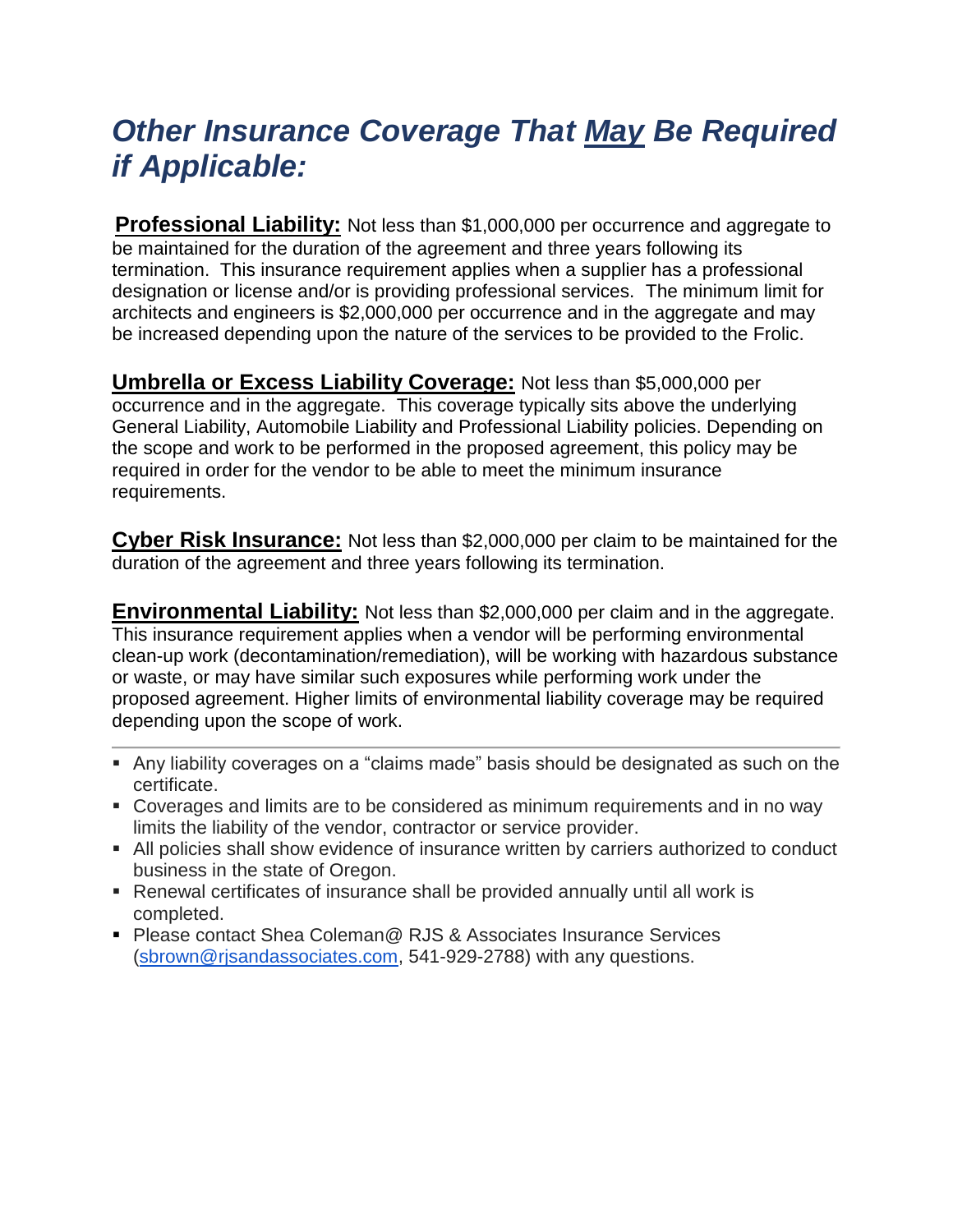# *Other Insurance Coverage That May Be Required if Applicable:*

**Professional Liability:** Not less than $1,000,000 per occurrence and aggregate to be maintained for the duration of the agreement and three years following its termination. This insurance requirement applies when a supplier has a professional designation or license and/or is providing professional services. The minimum limit for architects and engineers is $2,000,000 per occurrence and in the aggregate and may be increased depending upon the nature of the services to be provided to the Frolic.

**Umbrella or Excess Liability Coverage:** Not less than $5,000,000 per occurrence and in the aggregate. This coverage typically sits above the underlying General Liability, Automobile Liability and Professional Liability policies. Depending on the scope and work to be performed in the proposed agreement, this policy may be required in order for the vendor to be able to meet the minimum insurance requirements.

**Cyber Risk Insurance:** Not less than $2,000,000 per claim to be maintained for the duration of the agreement and three years following its termination.

**Environmental Liability:** Not less than $2,000,000 per claim and in the aggregate. This insurance requirement applies when a vendor will be performing environmental clean-up work (decontamination/remediation), will be working with hazardous substance or waste, or may have similar such exposures while performing work under the proposed agreement. Higher limits of environmental liability coverage may be required depending upon the scope of work.

---

- Any liability coverages on a "claims made" basis should be designated as such on the certificate.
- Coverages and limits are to be considered as minimum requirements and in no way limits the liability of the vendor, contractor or service provider.
- All policies shall show evidence of insurance written by carriers authorized to conduct business in the state of Oregon.
- Renewal certificates of insurance shall be provided annually until all work is completed.
- Please contact Shea Coleman@ RJS & Associates Insurance Services (sbrown@rjsandassociates.com, 541-929-2788) with any questions.